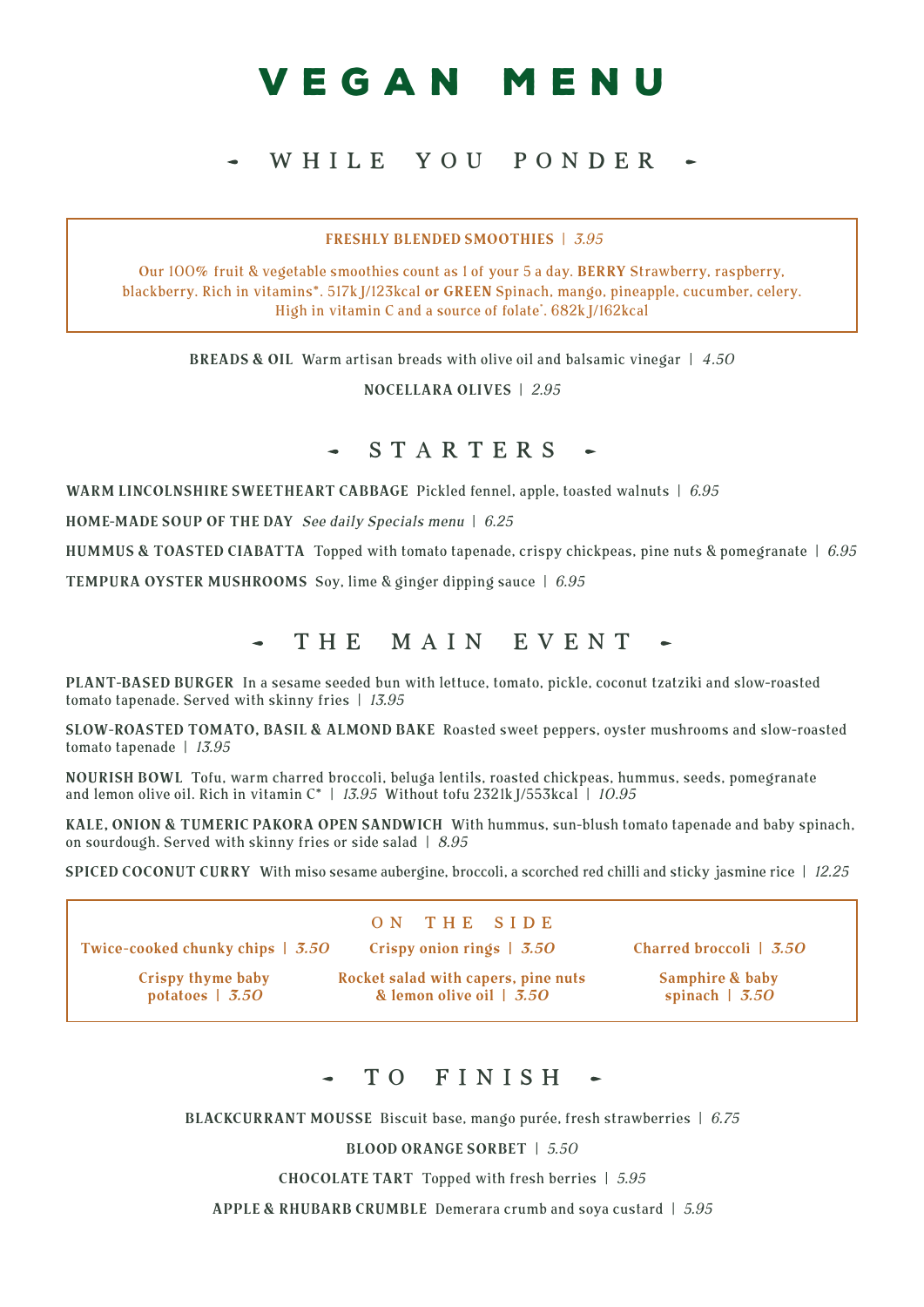# VEGAN MENU

## WHILE YOU PONDER

**FRESHLY BLENDED SMOOTHIES** | *3.95*

Our 100% fruit & vegetable smoothies count as 1 of your 5 a day. **BERRY** Strawberry, raspberry, blackberry. Rich in vitamins*. 517kJ/123kcal **or GREEN** Spinach, mango, pineapple, cucumber, celery. High in vitamin C and a source of folate*. 682kJ/162kcal

**BREADS & OIL** Warm artisan breads with olive oil and balsamic vinegar | *4.50*

**NOCELLARA OLIVES** | *2.95*

## STARTERS

**WARM LINCOLNSHIRE SWEETHEART CABBAGE** Pickled fennel, apple, toasted walnuts | *6.95*

**HOME-MADE SOUP OF THE DAY** *See daily Specials menu* | *6.25*

**HUMMUS & TOASTED CIABATTA** Topped with tomato tapenade, crispy chickpeas, pine nuts & pomegranate | *6.95*

**TEMPURA OYSTER MUSHROOMS** Soy, lime & ginger dipping sauce | *6.95*

## THE MAIN EVENT

**PLANT-BASED BURGER** In a sesame seeded bun with lettuce, tomato, pickle, coconut tzatziki and slow-roasted tomato tapenade. Served with skinny fries | *13.95*

**SLOW-ROASTED TOMATO, BASIL & ALMOND BAKE** Roasted sweet peppers, oyster mushrooms and slow-roasted tomato tapenade | *13.95*

**NOURISH BOWL** Tofu, warm charred broccoli, beluga lentils, roasted chickpeas, hummus, seeds, pomegranate and lemon olive oil. Rich in vitamin C* | *13.95* Without tofu 2321kJ/553kcal | *10.95*

**KALE, ONION & TUMERIC PAKORA OPEN SANDWICH** With hummus, sun-blush tomato tapenade and baby spinach, on sourdough. Served with skinny fries or side salad | *8.95*

**SPICED COCONUT CURRY** With miso sesame aubergine, broccoli, a scorched red chilli and sticky jasmine rice | *12.25*

### ON THE SIDE

**Twice-cooked chunky chips** | *3.50*

**Crispy onion rings** | *3.50*

**Charred broccoli** | *3.50*

**Crispy thyme baby potatoes** | *3.50*

**Rocket salad with capers, pine nuts & lemon olive oil** | *3.50*

**Samphire & baby spinach** | *3.50*

## TO FINISH

**BLACKCURRANT MOUSSE** Biscuit base, mango purée, fresh strawberries | *6.75*

**BLOOD ORANGE SORBET** | *5.50*

**CHOCOLATE TART** Topped with fresh berries | *5.95*

**APPLE & RHUBARB CRUMBLE** Demerara crumb and soya custard | *5.95*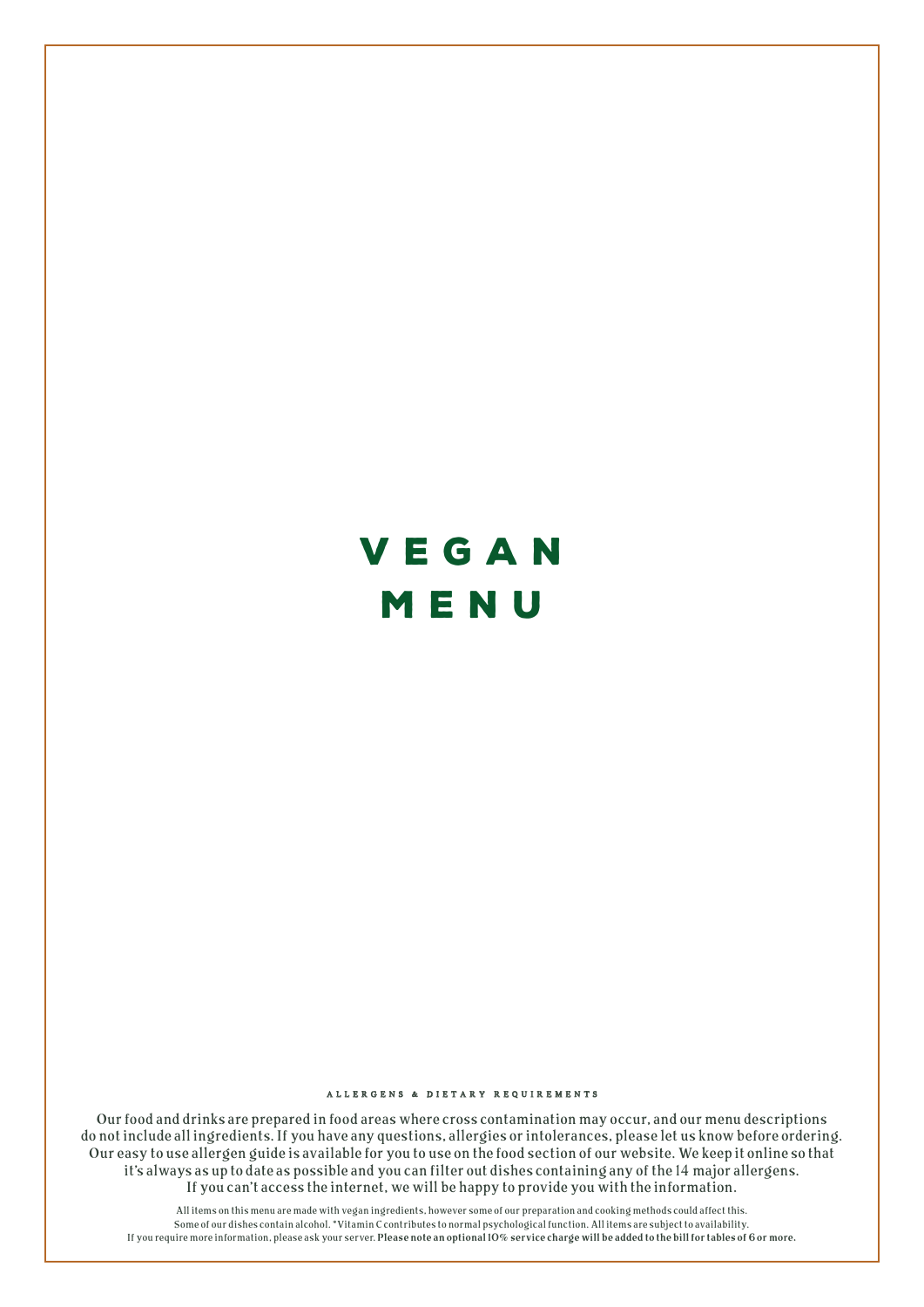# VEGAN MENU

### ALLERGENS & DIETARY REQUIREMENTS

Our food and drinks are prepared in food areas where cross contamination may occur, and our menu descriptions do not include all ingredients. If you have any questions, allergies or intolerances, please let us know before ordering. Our easy to use allergen guide is available for you to use on the food section of our website. We keep it online so that it's always as up to date as possible and you can filter out dishes containing any of the 14 major allergens. If you can't access the internet, we will be happy to provide you with the information.

All items on this menu are made with vegan ingredients, however some of our preparation and cooking methods could affect this. Some of our dishes contain alcohol. *Vitamin C contributes to normal psychological function. All items are subject to availability. If you require more information, please ask your server. **Please note an optional 10% service charge will be added to the bill for tables of 6 or more.**